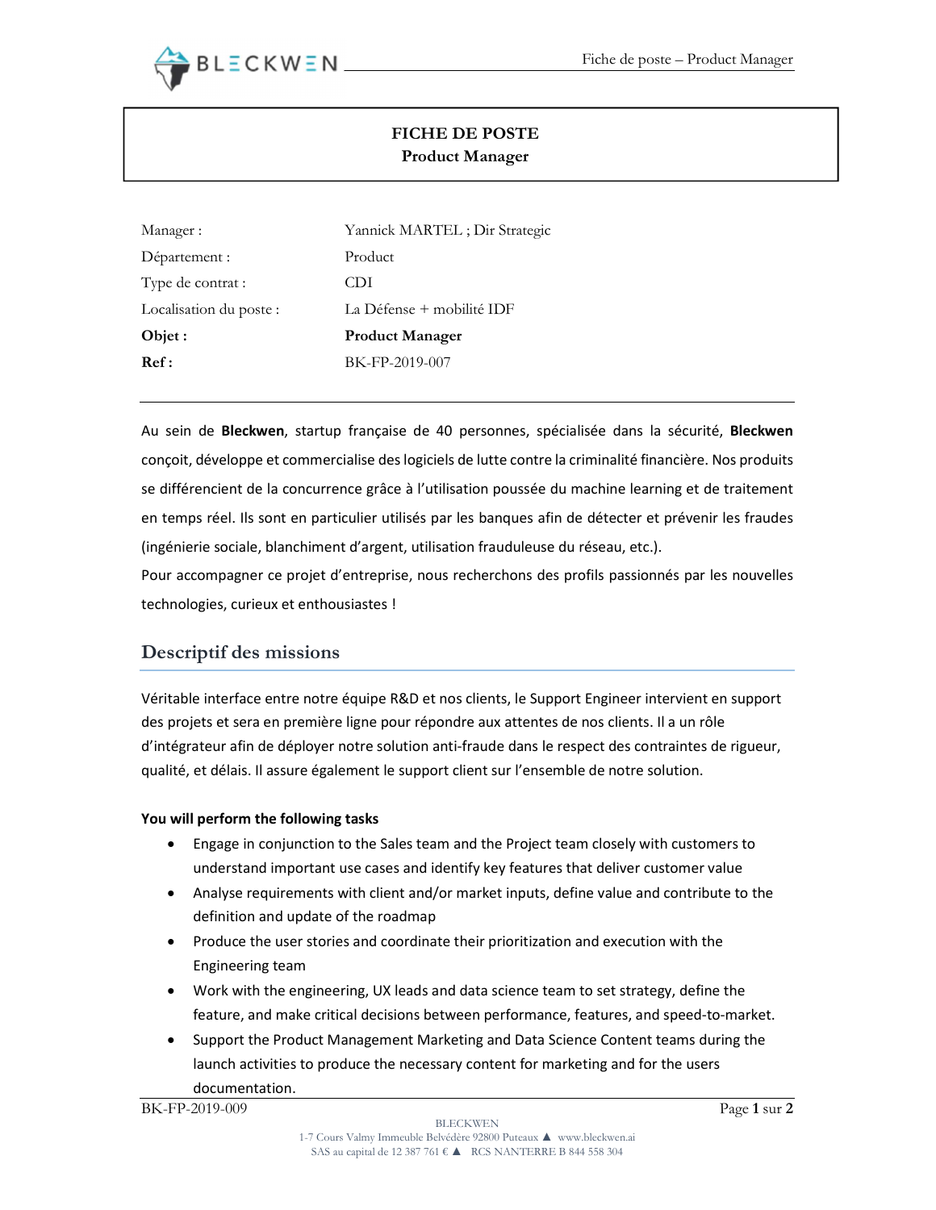# FICHE DE POSTE
## Product Manager

| | |
|---|---|
| Manager : | Yannick MARTEL ; Dir Strategic |
| Département : | Product |
| Type de contrat : | CDI |
| Localisation du poste : | La Défense + mobilité IDF |
| **Objet :** | **Product Manager** |
| **Ref :** | BK-FP-2019-007 |

---

Au sein de **Bleckwen**, startup française de 40 personnes, spécialisée dans la sécurité, **Bleckwen** conçoit, développe et commercialise des logiciels de lutte contre la criminalité financière. Nos produits se différencient de la concurrence grâce à l'utilisation poussée du machine learning et de traitement en temps réel. Ils sont en particulier utilisés par les banques afin de détecter et prévenir les fraudes (ingénierie sociale, blanchiment d'argent, utilisation frauduleuse du réseau, etc.).

Pour accompagner ce projet d'entreprise, nous recherchons des profils passionnés par les nouvelles technologies, curieux et enthousiastes !

## Descriptif des missions

Véritable interface entre notre équipe R&D et nos clients, le Support Engineer intervient en support des projets et sera en première ligne pour répondre aux attentes de nos clients. Il a un rôle d'intégrateur afin de déployer notre solution anti-fraude dans le respect des contraintes de rigueur, qualité, et délais. Il assure également le support client sur l'ensemble de notre solution.

**You will perform the following tasks**

- Engage in conjunction to the Sales team and the Project team closely with customers to understand important use cases and identify key features that deliver customer value
- Analyse requirements with client and/or market inputs, define value and contribute to the definition and update of the roadmap
- Produce the user stories and coordinate their prioritization and execution with the Engineering team
- Work with the engineering, UX leads and data science team to set strategy, define the feature, and make critical decisions between performance, features, and speed-to-market.
- Support the Product Management Marketing and Data Science Content teams during the launch activities to produce the necessary content for marketing and for the users documentation.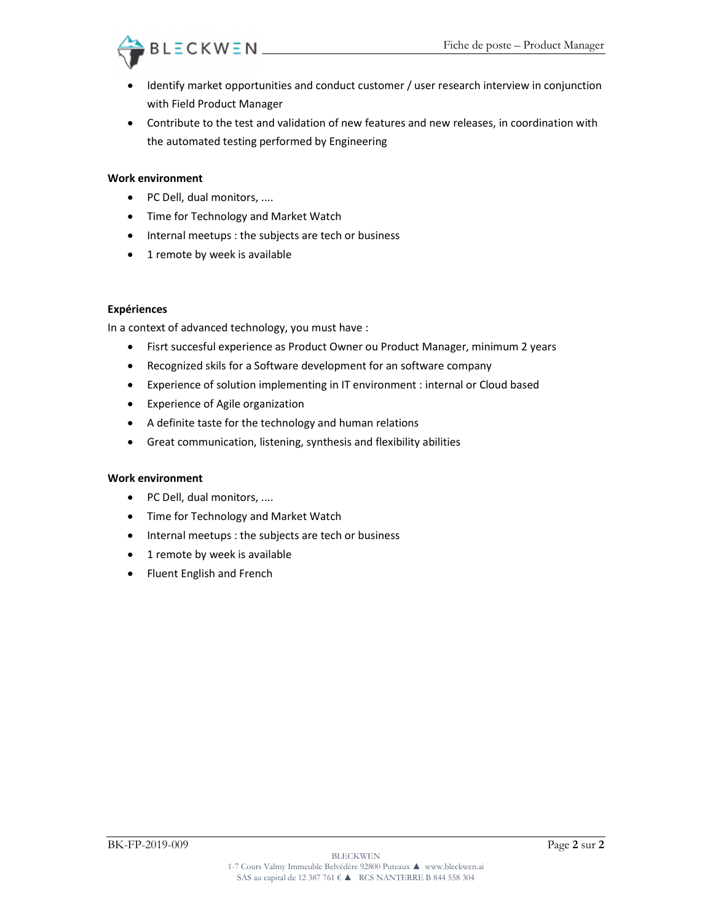- Identify market opportunities and conduct customer / user research interview in conjunction with Field Product Manager
- Contribute to the test and validation of new features and new releases, in coordination with the automated testing performed by Engineering

**Work environment**

- PC Dell, dual monitors, ....
- Time for Technology and Market Watch
- Internal meetups : the subjects are tech or business
- 1 remote by week is available

**Expériences**

In a context of advanced technology, you must have :

- Fisrt succesful experience as Product Owner ou Product Manager, minimum 2 years
- Recognized skils for a Software development for an software company
- Experience of solution implementing in IT environment : internal or Cloud based
- Experience of Agile organization
- A definite taste for the technology and human relations
- Great communication, listening, synthesis and flexibility abilities

**Work environment**

- PC Dell, dual monitors, ....
- Time for Technology and Market Watch
- Internal meetups : the subjects are tech or business
- 1 remote by week is available
- Fluent English and French